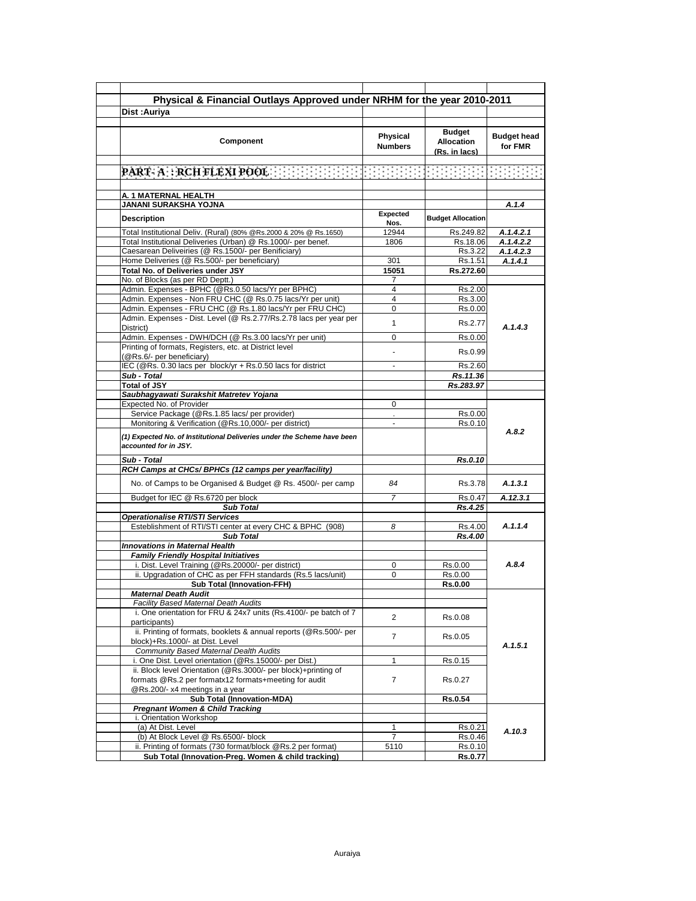## Physical & Financial Outlays Approved under NRHM for the year 2010-2011

**Dist :Auriya**

| Component | Physical Numbers | Budget Allocation (Rs. in lacs) | Budget head for FMR |
|---|---|---|---|
| **PART- A : RCH FLEXI POOL** | | | |
| **A. 1 MATERNAL HEALTH** | | | |
| **JANANI SURAKSHA YOJNA** | | | *A.1.4* |
| **Description** | **Expected Nos.** | **Budget Allocation** | |
| Total Institutional Deliv. (Rural) (80% @Rs.2000 & 20% @ Rs.1650) | 12944 | Rs.249.82 | *A.1.4.2.1* |
| Total Institutional Deliveries (Urban) @ Rs.1000/- per benef. | 1806 | Rs.18.06 | *A.1.4.2.2* |
| Caesarean Deliveiries (@ Rs.1500/- per Benificiary) | | Rs.3.22 | *A.1.4.2.3* |
| Home Deliveries (@ Rs.500/- per beneficiary) | 301 | Rs.1.51 | *A.1.4.1* |
| **Total No. of Deliveries under JSY** | **15051** | **Rs.272.60** | |
| No. of Blocks (as per RD Deptt.) | 7 | | |
| Admin. Expenses - BPHC (@Rs.0.50 lacs/Yr per BPHC) | 4 | Rs.2.00 | *A.1.4.3* |
| Admin. Expenses - Non FRU CHC (@ Rs.0.75 lacs/Yr per unit) | 4 | Rs.3.00 | |
| Admin. Expenses - FRU CHC (@ Rs.1.80 lacs/Yr per FRU CHC) | 0 | Rs.0.00 | |
| Admin. Expenses - Dist. Level (@ Rs.2.77/Rs.2.78 lacs per year per District) | 1 | Rs.2.77 | |
| Admin. Expenses - DWH/DCH (@ Rs.3.00 lacs/Yr per unit) | 0 | Rs.0.00 | |
| Printing of formats, Registers, etc. at District level (@Rs.6/- per beneficiary) | - | Rs.0.99 | |
| IEC (@Rs. 0.30 lacs per block/yr + Rs.0.50 lacs for district | - | Rs.2.60 | |
| ***Sub - Total*** | | ***Rs.11.36*** | |
| **Total of JSY** | | ***Rs.283.97*** | |
| ***Saubhagyawati Surakshit Matretev Yojana*** | | | |
| Expected No. of Provider | 0 | | *A.8.2* |
| Service Package (@Rs.1.85 lacs/ per provider) | . | Rs.0.00 | |
| Monitoring & Verification (@Rs.10,000/- per district) | - | Rs.0.10 | |
| ***(1) Expected No. of Institutional Deliveries under the Scheme have been accounted for in JSY.*** | | | |
| ***Sub - Total*** | | ***Rs.0.10*** | |
| ***RCH Camps at CHCs/ BPHCs (12 camps per year/facility)*** | | | |
| No. of Camps to be Organised & Budget @ Rs. 4500/- per camp | *84* | Rs.3.78 | *A.1.3.1* |
| Budget for IEC @ Rs.6720 per block | *7* | Rs.0.47 | *A.12.3.1* |
| ***Sub Total*** | | ***Rs.4.25*** | |
| ***Operationalise RTI/STI Services*** | | | |
| Esteblishment of RTI/STI center at every CHC & BPHC (908) | *8* | Rs.4.00 | *A.1.1.4* |
| ***Sub Total*** | | ***Rs.4.00*** | |
| ***Innovations in Maternal Health*** | | | *A.8.4* |
| ***Family Friendly Hospital Initiatives*** | | | |
| i. Dist. Level Training (@Rs.20000/- per district) | 0 | Rs.0.00 | |
| ii. Upgradation of CHC as per FFH standards (Rs.5 lacs/unit) | 0 | Rs.0.00 | |
| **Sub Total (Innovation-FFH)** | | **Rs.0.00** | |
| ***Maternal Death Audit*** | | | *A.1.5.1* |
| *Facility Based Maternal Death Audits* | | | |
| i. One orientation for FRU & 24x7 units (Rs.4100/- pe batch of 7 participants) | 2 | Rs.0.08 | |
| ii. Printing of formats, booklets & annual reports (@Rs.500/- per block)+Rs.1000/- at Dist. Level | 7 | Rs.0.05 | |
| *Community Based Maternal Dealth Audits* | | | |
| i. One Dist. Level orientation (@Rs.15000/- per Dist.) | 1 | Rs.0.15 | |
| ii. Block level Orientation (@Rs.3000/- per block)+printing of formats @Rs.2 per formatx12 formats+meeting for audit @Rs.200/- x4 meetings in a year | 7 | Rs.0.27 | |
| **Sub Total (Innovation-MDA)** | | **Rs.0.54** | |
| ***Pregnant Women & Child Tracking*** | | | *A.10.3* |
| i. Orientation Workshop | | | |
| (a) At Dist. Level | 1 | Rs.0.21 | |
| (b) At Block Level @ Rs.6500/- block | 7 | Rs.0.46 | |
| ii. Printing of formats (730 format/block @Rs.2 per format) | 5110 | Rs.0.10 | |
| **Sub Total (Innovation-Preg. Women & child tracking)** | | **Rs.0.77** | |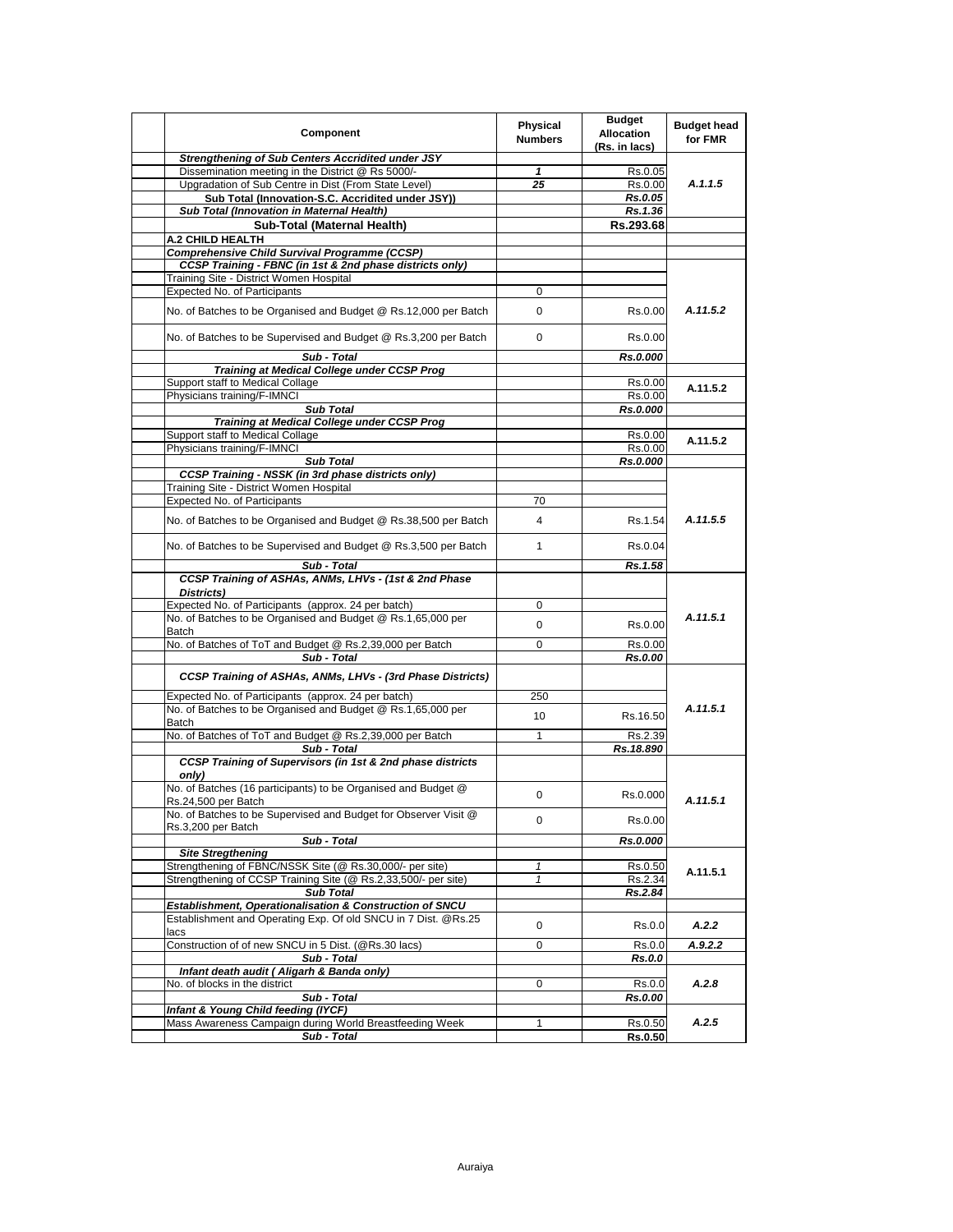| Component | Physical Numbers | Budget Allocation (Rs. in lacs) | Budget head for FMR |
|---|---|---|---|
| ***Strengthening of Sub Centers Accridited under JSY*** | | | |
| Dissemination meeting in the District @ Rs 5000/- | ***1*** | Rs.0.05 | ***A.1.1.5*** |
| Upgradation of Sub Centre in Dist (From State Level) | ***25*** | Rs.0.00 | |
| **Sub Total (Innovation-S.C. Accridited under JSY))** | | ***Rs.0.05*** | |
| ***Sub Total (Innovation in Maternal Health)*** | | ***Rs.1.36*** | |
| **Sub-Total (Maternal Health)** | | **Rs.293.68** | |
| **A.2 CHILD HEALTH** | | | |
| ***Comprehensive Child Survival Programme (CCSP)*** | | | |
| ***CCSP Training - FBNC (in 1st & 2nd phase districts only)*** | | | |
| Training Site - District Women Hospital | | | |
| Expected No. of Participants | 0 | | |
| No. of Batches to be Organised and Budget @ Rs.12,000 per Batch | 0 | Rs.0.00 | ***A.11.5.2*** |
| No. of Batches to be Supervised and Budget @ Rs.3,200 per Batch | 0 | Rs.0.00 | |
| ***Sub - Total*** | | ***Rs.0.000*** | |
| ***Training at Medical College under CCSP Prog*** | | | |
| Support staff to Medical Collage | | Rs.0.00 | **A.11.5.2** |
| Physicians training/F-IMNCI | | Rs.0.00 | |
| ***Sub Total*** | | ***Rs.0.000*** | |
| ***Training at Medical College under CCSP Prog*** | | | |
| Support staff to Medical Collage | | Rs.0.00 | **A.11.5.2** |
| Physicians training/F-IMNCI | | Rs.0.00 | |
| ***Sub Total*** | | ***Rs.0.000*** | |
| ***CCSP Training - NSSK (in 3rd phase districts only)*** | | | |
| Training Site - District Women Hospital | | | |
| Expected No. of Participants | 70 | | |
| No. of Batches to be Organised and Budget @ Rs.38,500 per Batch | 4 | Rs.1.54 | ***A.11.5.5*** |
| No. of Batches to be Supervised and Budget @ Rs.3,500 per Batch | 1 | Rs.0.04 | |
| ***Sub - Total*** | | ***Rs.1.58*** | |
| ***CCSP Training of ASHAs, ANMs, LHVs - (1st & 2nd Phase Districts)*** | | | |
| Expected No. of Participants (approx. 24 per batch) | 0 | | |
| No. of Batches to be Organised and Budget @ Rs.1,65,000 per Batch | 0 | Rs.0.00 | ***A.11.5.1*** |
| No. of Batches of ToT and Budget @ Rs.2,39,000 per Batch | 0 | Rs.0.00 | |
| ***Sub - Total*** | | ***Rs.0.00*** | |
| ***CCSP Training of ASHAs, ANMs, LHVs - (3rd Phase Districts)*** | | | |
| Expected No. of Participants (approx. 24 per batch) | 250 | | |
| No. of Batches to be Organised and Budget @ Rs.1,65,000 per Batch | 10 | Rs.16.50 | ***A.11.5.1*** |
| No. of Batches of ToT and Budget @ Rs.2,39,000 per Batch | 1 | Rs.2.39 | |
| ***Sub - Total*** | | ***Rs.18.890*** | |
| ***CCSP Training of Supervisors (in 1st & 2nd phase districts only)*** | | | |
| No. of Batches (16 participants) to be Organised and Budget @ Rs.24,500 per Batch | 0 | Rs.0.000 | ***A.11.5.1*** |
| No. of Batches to be Supervised and Budget for Observer Visit @ Rs.3,200 per Batch | 0 | Rs.0.00 | |
| ***Sub - Total*** | | ***Rs.0.000*** | |
| ***Site Stregthening*** | | | |
| Strengthening of FBNC/NSSK Site (@ Rs.30,000/- per site) | *1* | Rs.0.50 | **A.11.5.1** |
| Strengthening of CCSP Training Site (@ Rs.2,33,500/- per site) | *1* | Rs.2.34 | |
| ***Sub Total*** | | ***Rs.2.84*** | |
| ***Establishment, Operationalisation & Construction of SNCU*** | | | |
| Establishment and Operating Exp. Of old SNCU in 7 Dist. @Rs.25 lacs | 0 | Rs.0.0 | ***A.2.2*** |
| Construction of of new SNCU in 5 Dist. (@Rs.30 lacs) | 0 | Rs.0.0 | ***A.9.2.2*** |
| ***Sub - Total*** | | ***Rs.0.0*** | |
| ***Infant death audit ( Aligarh & Banda only)*** | | | |
| No. of blocks in the district | 0 | Rs.0.0 | ***A.2.8*** |
| ***Sub - Total*** | | ***Rs.0.00*** | |
| ***Infant & Young Child feeding (IYCF)*** | | | |
| Mass Awareness Campaign during World Breastfeeding Week | 1 | Rs.0.50 | ***A.2.5*** |
| ***Sub - Total*** | | **Rs.0.50** | |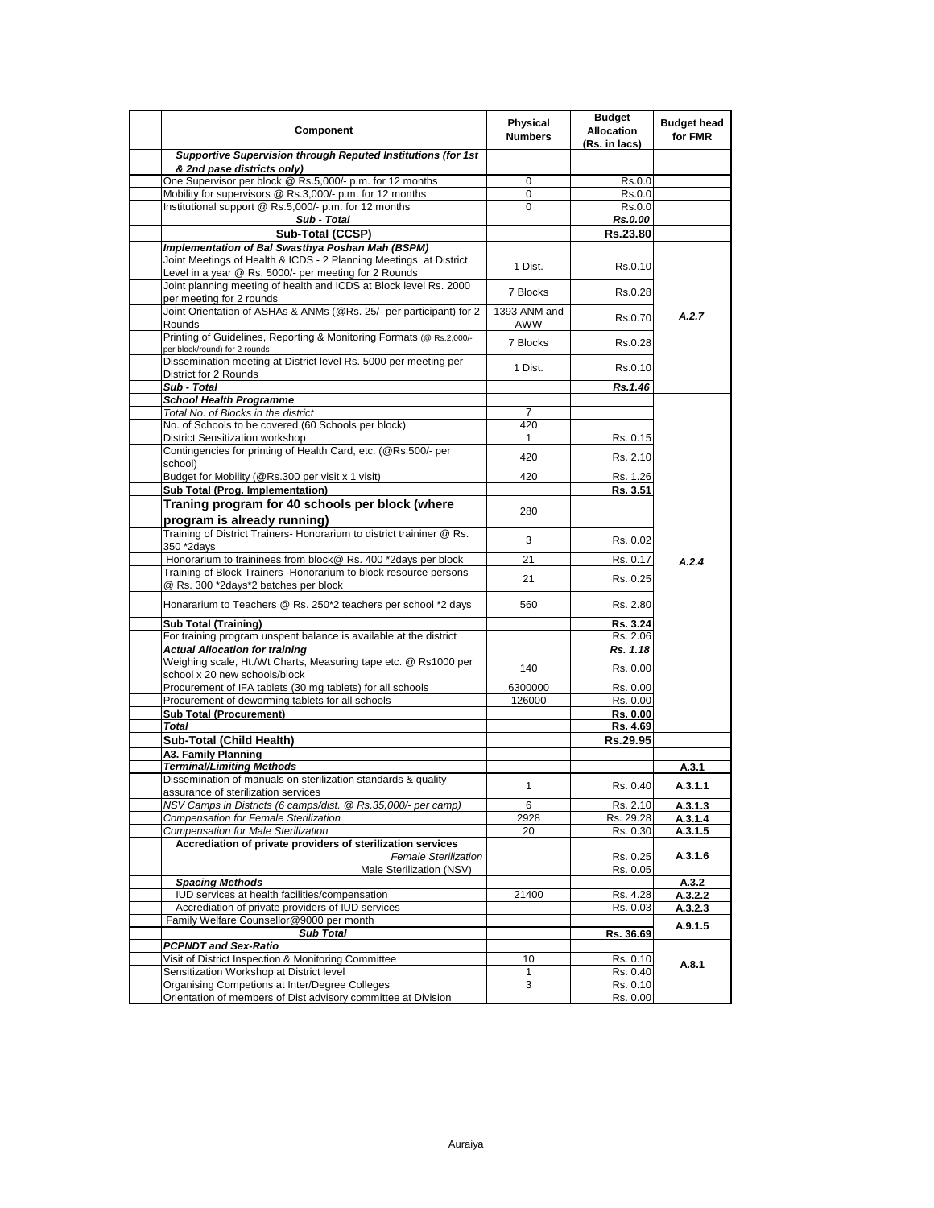| Component | Physical Numbers | Budget Allocation (Rs. in lacs) | Budget head for FMR |
|---|---|---|---|
| ***Supportive Supervision through Reputed Institutions (for 1st & 2nd pase districts only)*** | | | |
| One Supervisor per block @ Rs.5,000/- p.m. for 12 months | 0 | Rs.0.0 | |
| Mobility for supervisors @ Rs.3,000/- p.m. for 12 months | 0 | Rs.0.0 | |
| Institutional support @ Rs.5,000/- p.m. for 12 months | 0 | Rs.0.0 | |
| ***Sub - Total*** | | ***Rs.0.00*** | |
| **Sub-Total (CCSP)** | | **Rs.23.80** | |
| ***Implementation of Bal Swasthya Poshan Mah (BSPM)*** | | | |
| Joint Meetings of Health & ICDS - 2 Planning Meetings at District Level in a year @ Rs. 5000/- per meeting for 2 Rounds | 1 Dist. | Rs.0.10 | |
| Joint planning meeting of health and ICDS at Block level Rs. 2000 per meeting for 2 rounds | 7 Blocks | Rs.0.28 | |
| Joint Orientation of ASHAs & ANMs (@Rs. 25/- per participant) for 2 Rounds | 1393 ANM and AWW | Rs.0.70 | ***A.2.7*** |
| Printing of Guidelines, Reporting & Monitoring Formats (@ Rs.2,000/- per block/round) for 2 rounds | 7 Blocks | Rs.0.28 | |
| Dissemination meeting at District level Rs. 5000 per meeting per District for 2 Rounds | 1 Dist. | Rs.0.10 | |
| ***Sub - Total*** | | ***Rs.1.46*** | |
| ***School Health Programme*** | | | |
| *Total No. of Blocks in the district* | 7 | | |
| No. of Schools to be covered (60 Schools per block) | 420 | | |
| District Sensitization workshop | 1 | Rs. 0.15 | |
| Contingencies for printing of Health Card, etc. (@Rs.500/- per school) | 420 | Rs. 2.10 | |
| Budget for Mobility (@Rs.300 per visit x 1 visit) | 420 | Rs. 1.26 | |
| **Sub Total (Prog. Implementation)** | | **Rs. 3.51** | |
| **Traning program for 40 schools per block (where program is already running)** | 280 | | |
| Training of District Trainers- Honorarium to district traininer @ Rs. 350 *2days | 3 | Rs. 0.02 | |
| Honorarium to traininees from block@ Rs. 400 *2days per block | 21 | Rs. 0.17 | ***A.2.4*** |
| Training of Block Trainers -Honorarium to block resource persons @ Rs. 300 *2days*2 batches per block | 21 | Rs. 0.25 | |
| Honararium to Teachers @ Rs. 250*2 teachers per school *2 days | 560 | Rs. 2.80 | |
| **Sub Total (Training)** | | **Rs. 3.24** | |
| For training program unspent balance is available at the district | | Rs. 2.06 | |
| ***Actual Allocation for training*** | | ***Rs. 1.18*** | |
| Weighing scale, Ht./Wt Charts, Measuring tape etc. @ Rs1000 per school x 20 new schools/block | 140 | Rs. 0.00 | |
| Procurement of IFA tablets (30 mg tablets) for all schools | 6300000 | Rs. 0.00 | |
| Procurement of deworming tablets for all schools | 126000 | Rs. 0.00 | |
| **Sub Total (Procurement)** | | **Rs. 0.00** | |
| ***Total*** | | **Rs. 4.69** | |
| **Sub-Total (Child Health)** | | **Rs.29.95** | |
| **A3. Family Planning** | | | |
| ***Terminal/Limiting Methods*** | | | **A.3.1** |
| Dissemination of manuals on sterilization standards & quality assurance of sterilization services | 1 | Rs. 0.40 | **A.3.1.1** |
| *NSV Camps in Districts (6 camps/dist. @ Rs.35,000/- per camp)* | 6 | Rs. 2.10 | **A.3.1.3** |
| *Compensation for Female Sterilization* | 2928 | Rs. 29.28 | **A.3.1.4** |
| *Compensation for Male Sterilization* | 20 | Rs. 0.30 | **A.3.1.5** |
| **Accrediation of private providers of sterilization services** | | | |
| *Female Sterilization* | | Rs. 0.25 | **A.3.1.6** |
| Male Sterilization (NSV) | | Rs. 0.05 | |
| ***Spacing Methods*** | | | **A.3.2** |
| IUD services at health facilities/compensation | 21400 | Rs. 4.28 | **A.3.2.2** |
| Accrediation of private providers of IUD services | | Rs. 0.03 | **A.3.2.3** |
| Family Welfare Counsellor@9000 per month | | | **A.9.1.5** |
| ***Sub Total*** | | **Rs. 36.69** | |
| ***PCPNDT and Sex-Ratio*** | | | |
| Visit of District Inspection & Monitoring Committee | 10 | Rs. 0.10 | **A.8.1** |
| Sensitization Workshop at District level | 1 | Rs. 0.40 | |
| Organising Competions at Inter/Degree Colleges | 3 | Rs. 0.10 | |
| Orientation of members of Dist advisory committee at Division | | Rs. 0.00 | |

Auraiya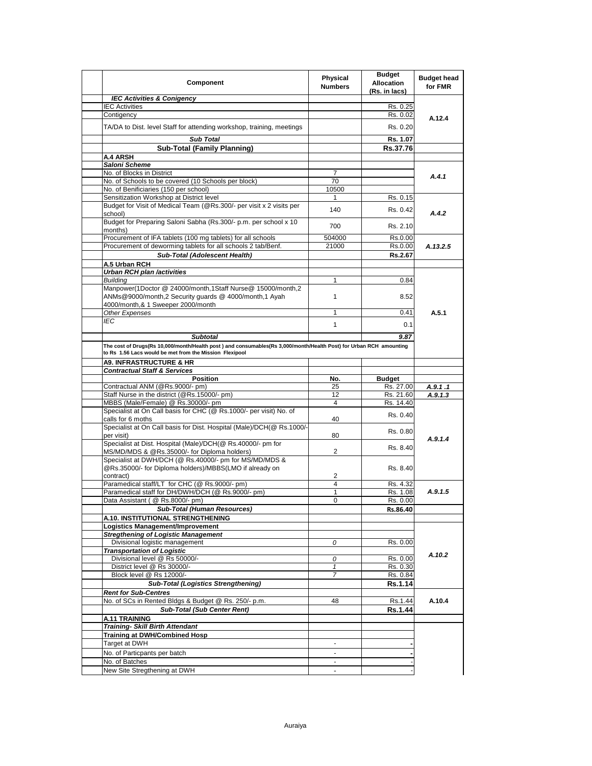| Component | Physical Numbers | Budget Allocation (Rs. in lacs) | Budget head for FMR |
|---|---|---|---|
| ***IEC Activities & Conigency*** | | | |
| IEC Activities | | Rs. 0.25 | A.12.4 |
| Contigency | | Rs. 0.02 | |
| TA/DA to Dist. level Staff for attending workshop, training, meetings | | Rs. 0.20 | |
| ***Sub Total*** | | **Rs. 1.07** | |
| **Sub-Total (Family Planning)** | | **Rs.37.76** | |
| **A.4 ARSH** | | | |
| ***Saloni Scheme*** | | | |
| No. of Blocks in District | 7 | | *A.4.1* |
| No. of Schools to be covered (10 Schools per block) | 70 | | |
| No. of Benificiaries (150 per school) | 10500 | | |
| Sensitization Workshop at District level | 1 | Rs. 0.15 | *A.4.2* |
| Budget for Visit of Medical Team (@Rs.300/- per visit x 2 visits per school) | 140 | Rs. 0.42 | |
| Budget for Preparing Saloni Sabha (Rs.300/- p.m. per school x 10 months) | 700 | Rs. 2.10 | |
| Procurement of IFA tablets (100 mg tablets) for all schools | 504000 | Rs.0.00 | *A.13.2.5* |
| Procurement of deworming tablets for all schools 2 tab/Benf. | 21000 | Rs.0.00 | |
| ***Sub-Total (Adolescent Health)*** | | **Rs.2.67** | |
| **A.5 Urban RCH** | | | |
| ***Urban RCH plan /activities*** | | | |
| *Building* | 1 | 0.84 | A.5.1 |
| Manpower(1Doctor @ 24000/month,1Staff Nurse@ 15000/month,2 ANMs@9000/month,2 Security guards @ 4000/month,1 Ayah 4000/month,& 1 Sweeper 2000/month | 1 | 8.52 | |
| *Other Expenses* | 1 | 0.41 | |
| *IEC* | 1 | 0.1 | |
| ***Subtotal*** | | ***9.87*** | |
| **The cost of Drugs(Rs 10,000/month/Health post ) and consumables(Rs 3,000/month/Health Post) for Urban RCH amounting to Rs 1.56 Lacs would be met from the Mission Flexipool** | | | |
| **A9. INFRASTRUCTURE & HR** | | | |
| ***Contractual Staff & Services*** | | | |
| **Position** | **No.** | **Budget** | |
| Contractual ANM (@Rs.9000/- pm) | 25 | Rs. 27.00 | *A.9.1 .1* |
| Staff Nurse in the district (@Rs.15000/- pm) | 12 | Rs. 21.60 | *A.9.1.3* |
| MBBS (Male/Female) @ Rs.30000/- pm | 4 | Rs. 14.40 | *A.9.1.4* |
| Specialist at On Call basis for CHC (@ Rs.1000/- per visit) No. of calls for 6 moths | 40 | Rs. 0.40 | |
| Specialist at On Call basis for Dist. Hospital (Male)/DCH(@ Rs.1000/- per visit) | 80 | Rs. 0.80 | |
| Specialist at Dist. Hospital (Male)/DCH(@ Rs.40000/- pm for MS/MD/MDS & @Rs.35000/- for Diploma holders) | 2 | Rs. 8.40 | |
| Specialist at DWH/DCH (@ Rs.40000/- pm for MS/MD/MDS & @Rs.35000/- for Diploma holders)/MBBS(LMO if already on contract) | 2 | Rs. 8.40 | |
| Paramedical staff/LT for CHC (@ Rs.9000/- pm) | 4 | Rs. 4.32 | *A.9.1.5* |
| Paramedical staff for DH/DWH/DCH (@ Rs.9000/- pm) | 1 | Rs. 1.08 | |
| Data Assistant ( @ Rs.8000/- pm) | 0 | Rs. 0.00 | |
| ***Sub-Total (Human Resources)*** | | **Rs.86.40** | |
| **A.10. INSTITUTIONAL STRENGTHENING** | | | |
| **Logistics Management/Improvement** | | | |
| ***Stregthening of Logistic Management*** | | | *A.10.2* |
| Divisional logistic management | *0* | Rs. 0.00 | |
| ***Transportation of Logistic*** | | | |
| Divisional level @ Rs 50000/- | *0* | Rs. 0.00 | |
| District level @ Rs 30000/- | *1* | Rs. 0.30 | |
| Block level @ Rs 12000/- | *7* | Rs. 0.84 | |
| ***Sub-Total (Logistics Strengthening)*** | | **Rs.1.14** | |
| ***Rent for Sub-Centres*** | | | |
| No. of SCs in Rented Bldgs & Budget @ Rs. 250/- p.m. | 48 | Rs.1.44 | A.10.4 |
| ***Sub-Total (Sub Center Rent)*** | | **Rs.1.44** | |
| **A.11 TRAINING** | | | |
| ***Training- Skill Birth Attendant*** | | | |
| **Training at DWH/Combined Hosp** | | | |
| Target at DWH | - | - | |
| No. of Particpants per batch | - | - | |
| No. of Batches | - | - | |
| New Site Stregthening at DWH | - | - | |

Auraiya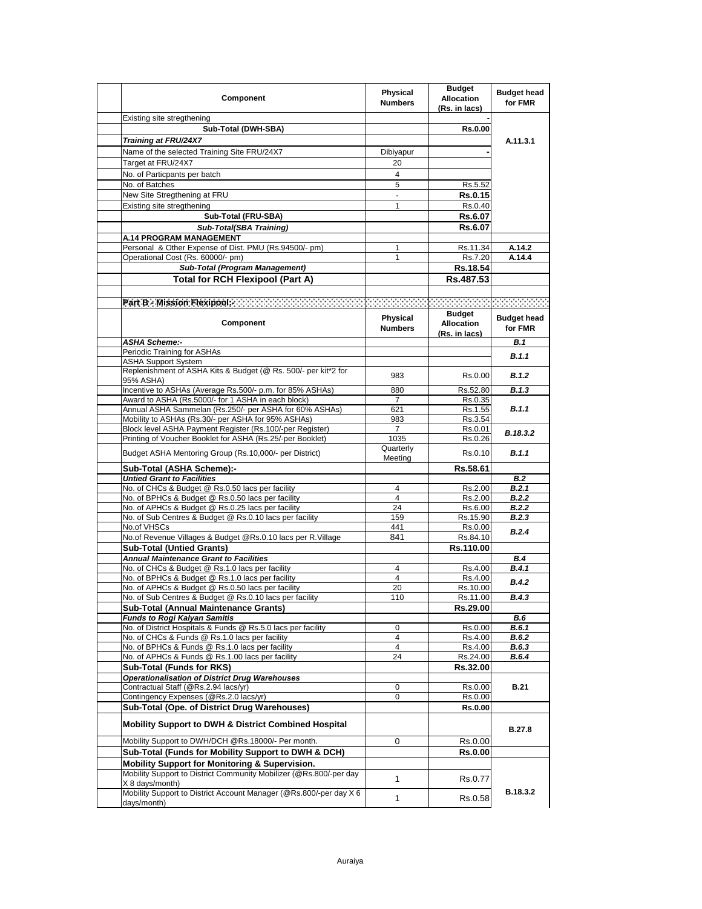| Component | Physical Numbers | Budget Allocation (Rs. in lacs) | Budget head for FMR |
|---|---|---|---|
| Existing site stregthening | | - | |
| **Sub-Total (DWH-SBA)** | | **Rs.0.00** | A.11.3.1 |
| ***Training at FRU/24X7*** | | | |
| Name of the selected Training Site FRU/24X7 | Dibiyapur | - | |
| Target at FRU/24X7 | 20 | | |
| No. of Particpants per batch | 4 | | |
| No. of Batches | 5 | Rs.5.52 | |
| New Site Stregthening at FRU | - | **Rs.0.15** | |
| Existing site stregthening | 1 | Rs.0.40 | |
| **Sub-Total (FRU-SBA)** | | **Rs.6.07** | |
| ***Sub-Total(SBA Training)*** | | **Rs.6.07** | |
| **A.14 PROGRAM MANAGEMENT** | | | |
| Personal & Other Expense of Dist. PMU (Rs.94500/- pm) | 1 | Rs.11.34 | **A.14.2** |
| Operational Cost (Rs. 60000/- pm) | 1 | Rs.7.20 | **A.14.4** |
| ***Sub-Total (Program Management)*** | | **Rs.18.54** | |
| **Total for RCH Flexipool (Part A)** | | **Rs.487.53** | |

**Part B - Mission Flexipool:-**

| Component | Physical Numbers | Budget Allocation (Rs. in lacs) | Budget head for FMR |
|---|---|---|---|
| ***ASHA Scheme:-*** | | | ***B.1*** |
| Periodic Training for ASHAs | | | ***B.1.1*** |
| ASHA Support System | | | |
| Replenishment of ASHA Kits & Budget (@ Rs. 500/- per kit*2 for 95% ASHA) | 983 | Rs.0.00 | ***B.1.2*** |
| Incentive to ASHAs (Average Rs.500/- p.m. for 85% ASHAs) | 880 | Rs.52.80 | ***B.1.3*** |
| Award to ASHA (Rs.5000/- for 1 ASHA in each block) | 7 | Rs.0.35 | ***B.1.1*** |
| Annual ASHA Sammelan (Rs.250/- per ASHA for 60% ASHAs) | 621 | Rs.1.55 | |
| Mobility to ASHAs (Rs.30/- per ASHA for 95% ASHAs) | 983 | Rs.3.54 | |
| Block level ASHA Payment Register (Rs.100/-per Register) | 7 | Rs.0.01 | ***B.18.3.2*** |
| Printing of Voucher Booklet for ASHA (Rs.25/-per Booklet) | 1035 | Rs.0.26 | |
| Budget ASHA Mentoring Group (Rs.10,000/- per District) | Quarterly Meeting | Rs.0.10 | ***B.1.1*** |
| **Sub-Total (ASHA Scheme):-** | | **Rs.58.61** | |
| ***Untied Grant to Facilities*** | | | ***B.2*** |
| No. of CHCs & Budget @ Rs.0.50 lacs per facility | 4 | Rs.2.00 | ***B.2.1*** |
| No. of BPHCs & Budget @ Rs.0.50 lacs per facility | 4 | Rs.2.00 | ***B.2.2*** |
| No. of APHCs & Budget @ Rs.0.25 lacs per facility | 24 | Rs.6.00 | ***B.2.2*** |
| No. of Sub Centres & Budget @ Rs.0.10 lacs per facility | 159 | Rs.15.90 | ***B.2.3*** |
| No.of VHSCs | 441 | Rs.0.00 | ***B.2.4*** |
| No.of Revenue Villages & Budget @Rs.0.10 lacs per R.Village | 841 | Rs.84.10 | |
| **Sub-Total (Untied Grants)** | | **Rs.110.00** | |
| ***Annual Maintenance Grant to Facilities*** | | | ***B.4*** |
| No. of CHCs & Budget @ Rs.1.0 lacs per facility | 4 | Rs.4.00 | ***B.4.1*** |
| No. of BPHCs & Budget @ Rs.1.0 lacs per facility | 4 | Rs.4.00 | ***B.4.2*** |
| No. of APHCs & Budget @ Rs.0.50 lacs per facility | 20 | Rs.10.00 | |
| No. of Sub Centres & Budget @ Rs.0.10 lacs per facility | 110 | Rs.11.00 | ***B.4.3*** |
| **Sub-Total (Annual Maintenance Grants)** | | **Rs.29.00** | |
| ***Funds to Rogi Kalyan Samitis*** | | | ***B.6*** |
| No. of District Hospitals & Funds @ Rs.5.0 lacs per facility | 0 | Rs.0.00 | ***B.6.1*** |
| No. of CHCs & Funds @ Rs.1.0 lacs per facility | 4 | Rs.4.00 | ***B.6.2*** |
| No. of BPHCs & Funds @ Rs.1.0 lacs per facility | 4 | Rs.4.00 | ***B.6.3*** |
| No. of APHCs & Funds @ Rs.1.00 lacs per facility | 24 | Rs.24.00 | ***B.6.4*** |
| **Sub-Total (Funds for RKS)** | | **Rs.32.00** | |
| ***Operationalisation of District Drug Warehouses*** | | | **B.21** |
| Contractual Staff (@Rs.2.94 lacs/yr) | 0 | Rs.0.00 | |
| Contingency Expenses (@Rs.2.0 lacs/yr) | 0 | Rs.0.00 | |
| **Sub-Total (Ope. of District Drug Warehouses)** | | **Rs.0.00** | |
| **Mobility Support to DWH & District Combined Hospital** | | | **B.27.8** |
| Mobility Support to DWH/DCH @Rs.18000/- Per month. | 0 | Rs.0.00 | |
| **Sub-Total (Funds for Mobility Support to DWH & DCH)** | | **Rs.0.00** | |
| **Mobility Support for Monitoring & Supervision.** | | | **B.18.3.2** |
| Mobility Support to District Community Mobilizer (@Rs.800/-per day X 8 days/month) | 1 | Rs.0.77 | |
| Mobility Support to District Account Manager (@Rs.800/-per day X 6 days/month) | 1 | Rs.0.58 | |

Auraiya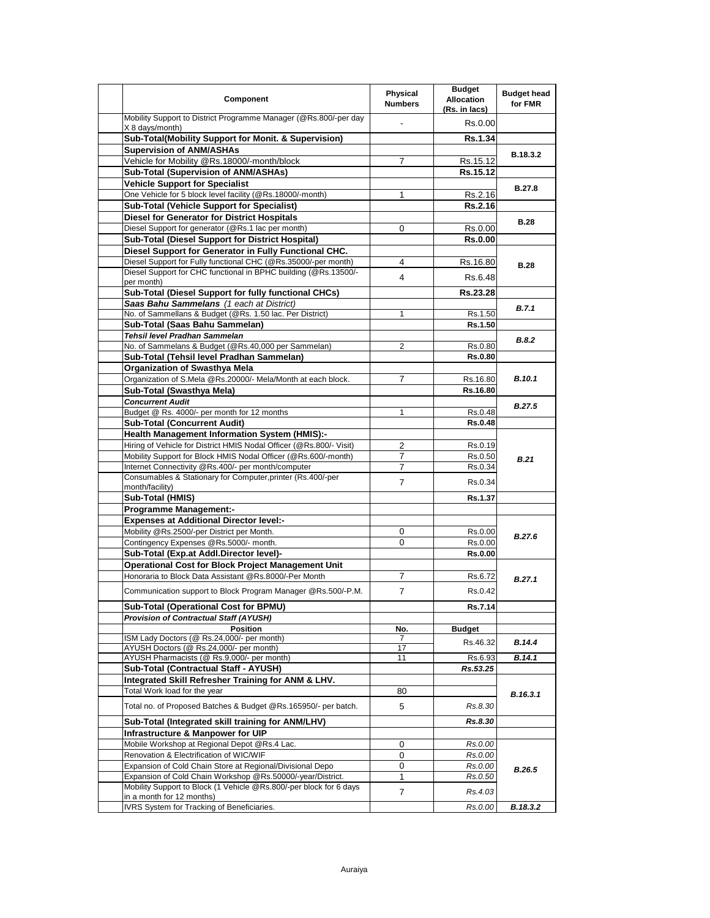| Component | Physical Numbers | Budget Allocation (Rs. in lacs) | Budget head for FMR |
|---|---|---|---|
| Mobility Support to District Programme Manager (@Rs.800/-per day X 8 days/month) | - | Rs.0.00 | |
| **Sub-Total(Mobility Support for Monit. & Supervision)** | | **Rs.1.34** | |
| **Supervision of ANM/ASHAs** | | | **B.18.3.2** |
| Vehicle for Mobility @Rs.18000/-month/block | 7 | Rs.15.12 | |
| **Sub-Total (Supervision of ANM/ASHAs)** | | **Rs.15.12** | |
| **Vehicle Support for Specialist** | | | **B.27.8** |
| One Vehicle for 5 block level facility (@Rs.18000/-month) | 1 | Rs.2.16 | |
| **Sub-Total (Vehicle Support for Specialist)** | | **Rs.2.16** | |
| **Diesel for Generator for District Hospitals** | | | **B.28** |
| Diesel Support for generator (@Rs.1 lac per month) | 0 | Rs.0.00 | |
| **Sub-Total (Diesel Support for District Hospital)** | | **Rs.0.00** | |
| **Diesel Support for Generator in Fully Functional CHC.** | | | **B.28** |
| Diesel Support for Fully functional CHC (@Rs.35000/-per month) | 4 | Rs.16.80 | |
| Diesel Support for CHC functional in BPHC building (@Rs.13500/-per month) | 4 | Rs.6.48 | |
| **Sub-Total (Diesel Support for fully functional CHCs)** | | **Rs.23.28** | |
| ***Saas Bahu Sammelans*** *(1 each at District)* | | | ***B.7.1*** |
| No. of Sammellans & Budget (@Rs. 1.50 lac. Per District) | 1 | Rs.1.50 | |
| **Sub-Total (Saas Bahu Sammelan)** | | **Rs.1.50** | |
| ***Tehsil level Pradhan Sammelan*** | | | ***B.8.2*** |
| No. of Sammelans & Budget (@Rs.40,000 per Sammelan) | 2 | Rs.0.80 | |
| **Sub-Total (Tehsil level Pradhan Sammelan)** | | **Rs.0.80** | |
| **Organization of Swasthya Mela** | | | ***B.10.1*** |
| Organization of S.Mela @Rs.20000/- Mela/Month at each block. | 7 | Rs.16.80 | |
| **Sub-Total (Swasthya Mela)** | | **Rs.16.80** | |
| ***Concurrent Audit*** | | | ***B.27.5*** |
| Budget @ Rs. 4000/- per month for 12 months | 1 | Rs.0.48 | |
| **Sub-Total (Concurrent Audit)** | | **Rs.0.48** | |
| **Health Management Information System (HMIS):-** | | | ***B.21*** |
| Hiring of Vehicle for District HMIS Nodal Officer (@Rs.800/- Visit) | 2 | Rs.0.19 | |
| Mobility Support for Block HMIS Nodal Officer (@Rs.600/-month) | 7 | Rs.0.50 | |
| Internet Connectivity @Rs.400/- per month/computer | 7 | Rs.0.34 | |
| Consumables & Stationary for Computer,printer (Rs.400/-per month/facility) | 7 | Rs.0.34 | |
| **Sub-Total (HMIS)** | | **Rs.1.37** | |
| **Programme Management:-** | | | |
| **Expenses at Additional Director level:-** | | | ***B.27.6*** |
| Mobility @Rs.2500/-per District per Month. | 0 | Rs.0.00 | |
| Contingency Expenses @Rs.5000/- month. | 0 | Rs.0.00 | |
| **Sub-Total (Exp.at Addl.Director level)-** | | **Rs.0.00** | |
| **Operational Cost for Block Project Management Unit** | | | ***B.27.1*** |
| Honoraria to Block Data Assistant @Rs.8000/-Per Month | 7 | Rs.6.72 | |
| Communication support to Block Program Manager @Rs.500/-P.M. | 7 | Rs.0.42 | |
| **Sub-Total (Operational Cost for BPMU)** | | **Rs.7.14** | |
| ***Provision of Contractual Staff (AYUSH)*** | | | |
| **Position** | **No.** | **Budget** | |
| ISM Lady Doctors (@ Rs.24,000/- per month) | 7 | Rs.46.32 | ***B.14.4*** |
| AYUSH Doctors (@ Rs.24,000/- per month) | 17 | | |
| AYUSH Pharmacists (@ Rs.9,000/- per month) | 11 | Rs.6.93 | ***B.14.1*** |
| **Sub-Total (Contractual Staff - AYUSH)** | | ***Rs.53.25*** | |
| **Integrated Skill Refresher Training for ANM & LHV.** | | | ***B.16.3.1*** |
| Total Work load for the year | 80 | | |
| Total no. of Proposed Batches & Budget @Rs.165950/- per batch. | 5 | *Rs.8.30* | |
| **Sub-Total (Integrated skill training for ANM/LHV)** | | ***Rs.8.30*** | |
| **Infrastructure & Manpower for UIP** | | | ***B.26.5*** |
| Mobile Workshop at Regional Depot @Rs.4 Lac. | 0 | *Rs.0.00* | |
| Renovation & Electrification of WIC/WIF | 0 | *Rs.0.00* | |
| Expansion of Cold Chain Store at Regional/Divisional Depo | 0 | *Rs.0.00* | |
| Expansion of Cold Chain Workshop @Rs.50000/-year/District. | 1 | *Rs.0.50* | |
| Mobility Support to Block (1 Vehicle @Rs.800/-per block for 6 days in a month for 12 months) | 7 | *Rs.4.03* | |
| IVRS System for Tracking of Beneficiaries. | | *Rs.0.00* | ***B.18.3.2*** |

Auraiya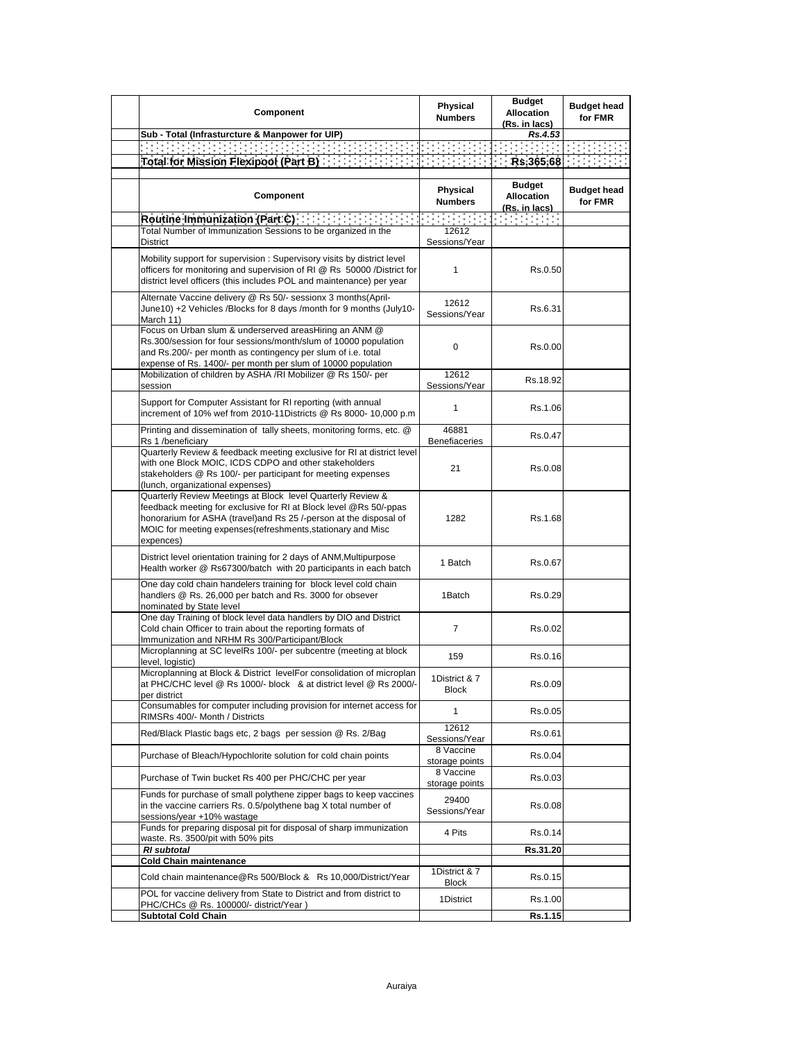| Component | Physical Numbers | Budget Allocation (Rs. in lacs) | Budget head for FMR |
|---|---|---|---|
| Sub - Total (Infrasturcture & Manpower for UIP) | | *Rs.4.53* | |
| | | | |
| **Total for Mission Flexipool (Part B)** | | **Rs.365.68** | |

| Component | Physical Numbers | Budget Allocation (Rs. in lacs) | Budget head for FMR |
|---|---|---|---|
| **Routine Immunization (Part C)** | | | |
| Total Number of Immunization Sessions to be organized in the District | 12612 Sessions/Year | | |
| Mobility support for supervision : Supervisory visits by district level officers for monitoring and supervision of RI @ Rs 50000 /District for district level officers (this includes POL and maintenance) per year | 1 | Rs.0.50 | |
| Alternate Vaccine delivery @ Rs 50/- sessionx 3 months(April-June10) +2 Vehicles /Blocks for 8 days /month for 9 months (July10-March 11) | 12612 Sessions/Year | Rs.6.31 | |
| Focus on Urban slum & underserved areasHiring an ANM @ Rs.300/session for four sessions/month/slum of 10000 population and Rs.200/- per month as contingency per slum of i.e. total expense of Rs. 1400/- per month per slum of 10000 population | 0 | Rs.0.00 | |
| Mobilization of children by ASHA /RI Mobilizer @ Rs 150/- per session | 12612 Sessions/Year | Rs.18.92 | |
| Support for Computer Assistant for RI reporting (with annual increment of 10% wef from 2010-11Districts @ Rs 8000- 10,000 p.m | 1 | Rs.1.06 | |
| Printing and dissemination of tally sheets, monitoring forms, etc. @ Rs 1 /beneficiary | 46881 Benefiaceries | Rs.0.47 | |
| Quarterly Review & feedback meeting exclusive for RI at district level with one Block MOIC, ICDS CDPO and other stakeholders stakeholders @ Rs 100/- per participant for meeting expenses (lunch, organizational expenses) | 21 | Rs.0.08 | |
| Quarterly Review Meetings at Block level Quarterly Review & feedback meeting for exclusive for RI at Block level @Rs 50/-ppas honorarium for ASHA (travel)and Rs 25 /-person at the disposal of MOIC for meeting expenses(refreshments,stationary and Misc expences) | 1282 | Rs.1.68 | |
| District level orientation training for 2 days of ANM,Multipurpose Health worker @ Rs67300/batch with 20 participants in each batch | 1 Batch | Rs.0.67 | |
| One day cold chain handelers training for block level cold chain handlers @ Rs. 26,000 per batch and Rs. 3000 for obsever nominated by State level | 1Batch | Rs.0.29 | |
| One day Training of block level data handlers by DIO and District Cold chain Officer to train about the reporting formats of Immunization and NRHM Rs 300/Participant/Block | 7 | Rs.0.02 | |
| Microplanning at SC levelRs 100/- per subcentre (meeting at block level, logistic) | 159 | Rs.0.16 | |
| Microplanning at Block & District levelFor consolidation of microplan at PHC/CHC level @ Rs 1000/- block & at district level @ Rs 2000/- per district | 1District & 7 Block | Rs.0.09 | |
| Consumables for computer including provision for internet access for RIMSRs 400/- Month / Districts | 1 | Rs.0.05 | |
| Red/Black Plastic bags etc, 2 bags per session @ Rs. 2/Bag | 12612 Sessions/Year | Rs.0.61 | |
| Purchase of Bleach/Hypochlorite solution for cold chain points | 8 Vaccine storage points | Rs.0.04 | |
| Purchase of Twin bucket Rs 400 per PHC/CHC per year | 8 Vaccine storage points | Rs.0.03 | |
| Funds for purchase of small polythene zipper bags to keep vaccines in the vaccine carriers Rs. 0.5/polythene bag X total number of sessions/year +10% wastage | 29400 Sessions/Year | Rs.0.08 | |
| Funds for preparing disposal pit for disposal of sharp immunization waste. Rs. 3500/pit with 50% pits | 4 Pits | Rs.0.14 | |
| ***RI subtotal*** | | **Rs.31.20** | |
| **Cold Chain maintenance** | | | |
| Cold chain maintenance@Rs 500/Block & Rs 10,000/District/Year | 1District & 7 Block | Rs.0.15 | |
| POL for vaccine delivery from State to District and from district to PHC/CHCs @ Rs. 100000/- district/Year ) | 1District | Rs.1.00 | |
| **Subtotal Cold Chain** | | **Rs.1.15** | |

Auraiya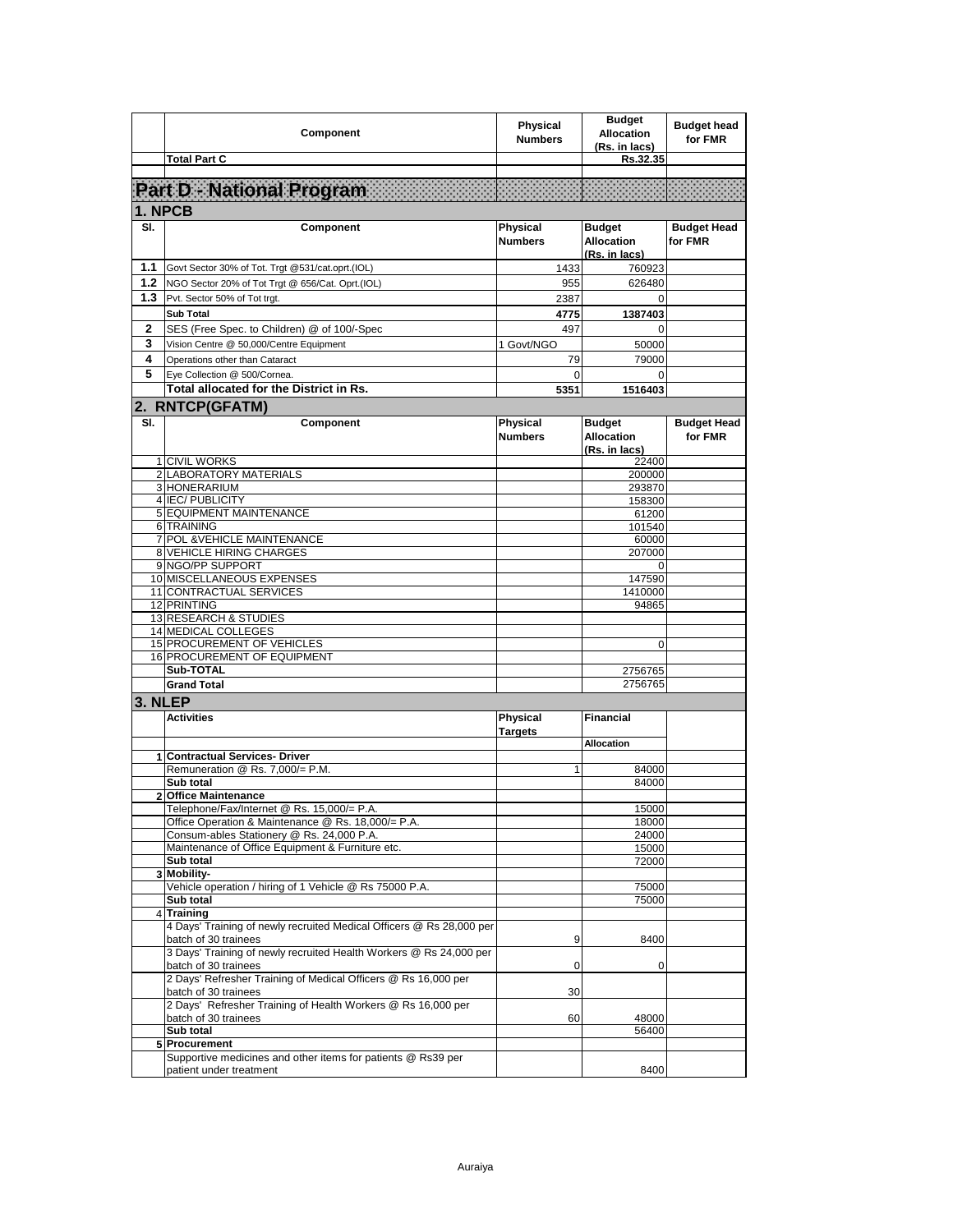| | Component | Physical Numbers | Budget Allocation (Rs. in lacs) | Budget head for FMR |
|---|---|---|---|---|
| | **Total Part C** | | **Rs.32.35** | |

## Part D - National Program

### 1. NPCB

| Sl. | Component | Physical Numbers | Budget Allocation (Rs. in lacs) | Budget Head for FMR |
|---|---|---|---|---|
| 1.1 | Govt Sector 30% of Tot. Trgt @531/cat.oprt.(IOL) | 1433 | 760923 | |
| 1.2 | NGO Sector 20% of Tot Trgt @ 656/Cat. Oprt.(IOL) | 955 | 626480 | |
| 1.3 | Pvt. Sector 50% of Tot trgt. | 2387 | 0 | |
| | **Sub Total** | **4775** | **1387403** | |
| 2 | SES (Free Spec. to Children) @ of 100/-Spec | 497 | 0 | |
| 3 | Vision Centre @ 50,000/Centre Equipment | 1 Govt/NGO | 50000 | |
| 4 | Operations other than Cataract | 79 | 79000 | |
| 5 | Eye Collection @ 500/Cornea. | 0 | 0 | |
| | **Total allocated for the District in Rs.** | **5351** | **1516403** | |

### 2. RNTCP(GFATM)

| Sl. | Component | Physical Numbers | Budget Allocation (Rs. in lacs) | Budget Head for FMR |
|---|---|---|---|---|
| 1 | CIVIL WORKS | | 22400 | |
| 2 | LABORATORY MATERIALS | | 200000 | |
| 3 | HONERARIUM | | 293870 | |
| 4 | IEC/ PUBLICITY | | 158300 | |
| 5 | EQUIPMENT MAINTENANCE | | 61200 | |
| 6 | TRAINING | | 101540 | |
| 7 | POL &VEHICLE MAINTENANCE | | 60000 | |
| 8 | VEHICLE HIRING CHARGES | | 207000 | |
| 9 | NGO/PP SUPPORT | | 0 | |
| 10 | MISCELLANEOUS EXPENSES | | 147590 | |
| 11 | CONTRACTUAL SERVICES | | 1410000 | |
| 12 | PRINTING | | 94865 | |
| 13 | RESEARCH & STUDIES | | | |
| 14 | MEDICAL COLLEGES | | | |
| 15 | PROCUREMENT OF VEHICLES | | 0 | |
| 16 | PROCUREMENT OF EQUIPMENT | | | |
| | **Sub-TOTAL** | | 2756765 | |
| | **Grand Total** | | 2756765 | |

### 3. NLEP

| | Activities | Physical Targets | Financial Allocation | |
|---|---|---|---|---|
| 1 | **Contractual Services- Driver** | | | |
| | Remuneration @ Rs. 7,000/= P.M. | 1 | 84000 | |
| | **Sub total** | | 84000 | |
| 2 | **Office Maintenance** | | | |
| | Telephone/Fax/Internet @ Rs. 15,000/= P.A. | | 15000 | |
| | Office Operation & Maintenance @ Rs. 18,000/= P.A. | | 18000 | |
| | Consum-ables Stationery @ Rs. 24,000 P.A. | | 24000 | |
| | Maintenance of Office Equipment & Furniture etc. | | 15000 | |
| | **Sub total** | | 72000 | |
| 3 | **Mobility-** | | | |
| | Vehicle operation / hiring of 1 Vehicle @ Rs 75000 P.A. | | 75000 | |
| | **Sub total** | | 75000 | |
| 4 | **Training** | | | |
| | 4 Days' Training of newly recruited Medical Officers @ Rs 28,000 per batch of 30 trainees | 9 | 8400 | |
| | 3 Days' Training of newly recruited Health Workers @ Rs 24,000 per batch of 30 trainees | 0 | 0 | |
| | 2 Days' Refresher Training of Medical Officers @ Rs 16,000 per batch of 30 trainees | 30 | | |
| | 2 Days' Refresher Training of Health Workers @ Rs 16,000 per batch of 30 trainees | 60 | 48000 | |
| | **Sub total** | | 56400 | |
| 5 | **Procurement** | | | |
| | Supportive medicines and other items for patients @ Rs39 per patient under treatment | | 8400 | |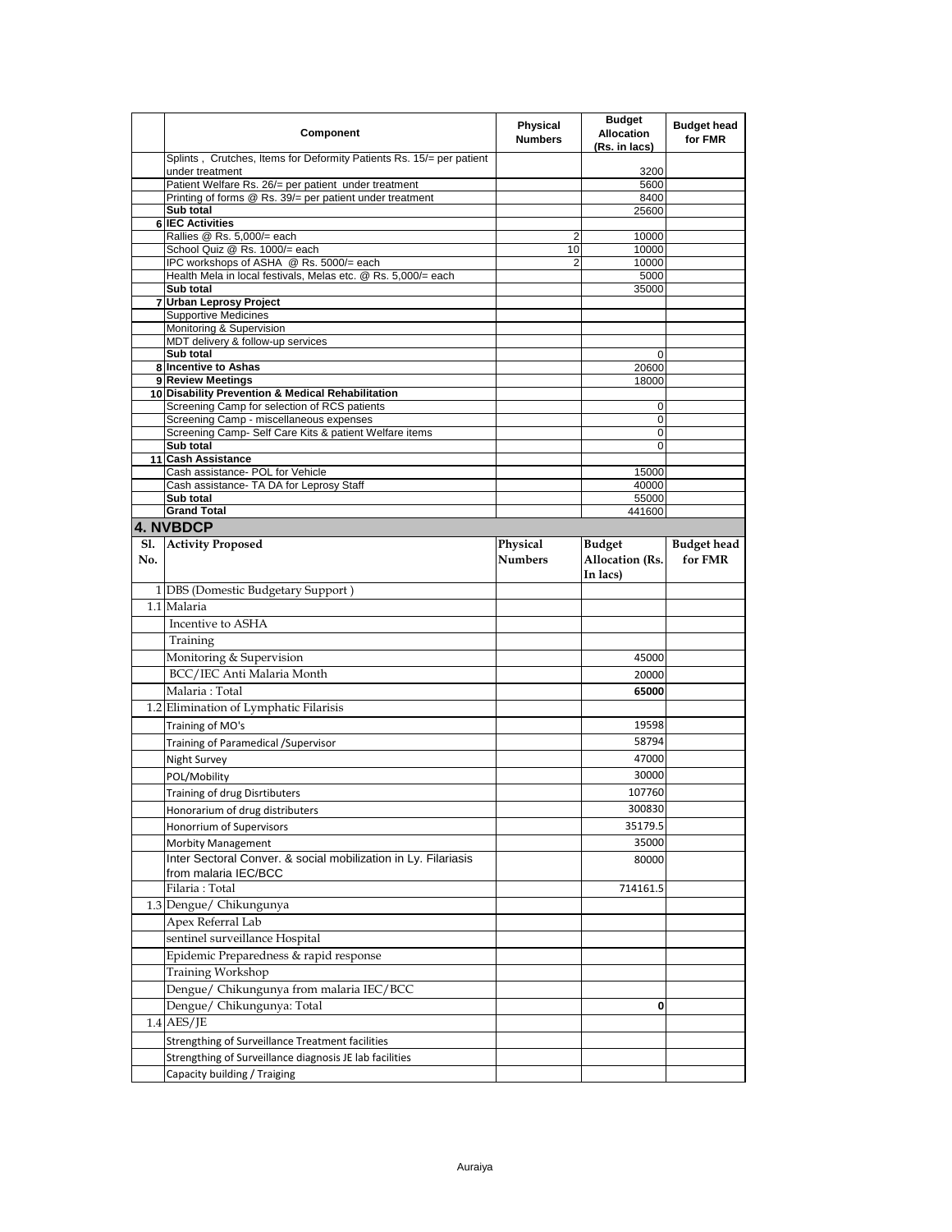| | Component | Physical Numbers | Budget Allocation (Rs. in lacs) | Budget head for FMR |
|---|---|---|---|---|
| | Splints , Crutches, Items for Deformity Patients Rs. 15/= per patient under treatment | | 3200 | |
| | Patient Welfare Rs. 26/= per patient under treatment | | 5600 | |
| | Printing of forms @ Rs. 39/= per patient under treatment | | 8400 | |
| | **Sub total** | | 25600 | |
| 6 | **IEC Activities** | | | |
| | Rallies @ Rs. 5,000/= each | 2 | 10000 | |
| | School Quiz @ Rs. 1000/= each | 10 | 10000 | |
| | IPC workshops of ASHA @ Rs. 5000/= each | 2 | 10000 | |
| | Health Mela in local festivals, Melas etc. @ Rs. 5,000/= each | | 5000 | |
| | **Sub total** | | 35000 | |
| 7 | **Urban Leprosy Project** | | | |
| | Supportive Medicines | | | |
| | Monitoring & Supervision | | | |
| | MDT delivery & follow-up services | | | |
| | **Sub total** | | 0 | |
| 8 | **Incentive to Ashas** | | 20600 | |
| 9 | **Review Meetings** | | 18000 | |
| 10 | **Disability Prevention & Medical Rehabilitation** | | | |
| | Screening Camp for selection of RCS patients | | 0 | |
| | Screening Camp - miscellaneous expenses | | 0 | |
| | Screening Camp- Self Care Kits & patient Welfare items | | 0 | |
| | **Sub total** | | 0 | |
| 11 | **Cash Assistance** | | | |
| | Cash assistance- POL for Vehicle | | 15000 | |
| | Cash assistance- TA DA for Leprosy Staff | | 40000 | |
| | **Sub total** | | 55000 | |
| | **Grand Total** | | 441600 | |

## 4. NVBDCP

| Sl. No. | Activity Proposed | Physical Numbers | Budget Allocation (Rs. In lacs) | Budget head for FMR |
|---|---|---|---|---|
| 1 | DBS (Domestic Budgetary Support ) | | | |
| 1.1 | Malaria | | | |
| | Incentive to ASHA | | | |
| | Training | | | |
| | Monitoring & Supervision | | 45000 | |
| | BCC/IEC Anti Malaria Month | | 20000 | |
| | Malaria : Total | | **65000** | |
| 1.2 | Elimination of Lymphatic Filarisis | | | |
| | Training of MO's | | 19598 | |
| | Training of Paramedical /Supervisor | | 58794 | |
| | Night Survey | | 47000 | |
| | POL/Mobility | | 30000 | |
| | Training of drug Disrtibuters | | 107760 | |
| | Honorarium of drug distributers | | 300830 | |
| | Honorrium of Supervisors | | 35179.5 | |
| | Morbity Management | | 35000 | |
| | Inter Sectoral Conver. & social mobilization in Ly. Filariasis from malaria IEC/BCC | | 80000 | |
| | Filaria : Total | | 714161.5 | |
| 1.3 | Dengue/ Chikungunya | | | |
| | Apex Referral Lab | | | |
| | sentinel surveillance Hospital | | | |
| | Epidemic Preparedness & rapid response | | | |
| | Training Workshop | | | |
| | Dengue/ Chikungunya from malaria IEC/BCC | | | |
| | Dengue/ Chikungunya: Total | | **0** | |
| 1.4 | AES/JE | | | |
| | Strengthing of Surveillance Treatment facilities | | | |
| | Strengthing of Surveillance diagnosis JE lab facilities | | | |
| | Capacity building / Traiging | | | |

Auraiya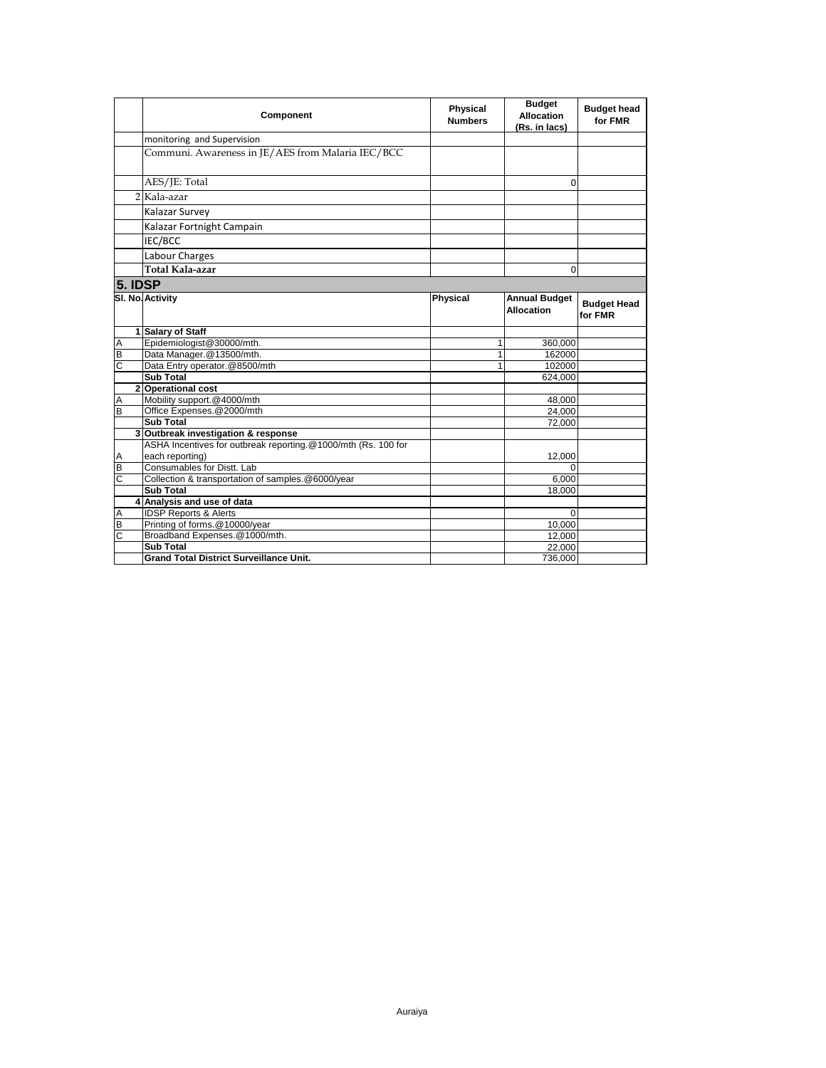| | Component | Physical Numbers | Budget Allocation (Rs. in lacs) | Budget head for FMR |
|---|---|---|---|---|
| | monitoring and Supervision | | | |
| | Communi. Awareness in JE/AES from Malaria IEC/BCC | | | |
| | AES/JE: Total | | 0 | |
| 2 | Kala-azar | | | |
| | Kalazar Survey | | | |
| | Kalazar Fortnight Campain | | | |
| | IEC/BCC | | | |
| | Labour Charges | | | |
| | **Total Kala-azar** | | 0 | |

## 5. IDSP

| Sl. No. | Activity | Physical | Annual Budget Allocation | Budget Head for FMR |
|---|---|---|---|---|
| 1 | **Salary of Staff** | | | |
| A | Epidemiologist@30000/mth. | 1 | 360,000 | |
| B | Data Manager.@13500/mth. | 1 | 162000 | |
| C | Data Entry operator.@8500/mth | 1 | 102000 | |
| | **Sub Total** | | 624,000 | |
| 2 | **Operational cost** | | | |
| A | Mobility support.@4000/mth | | 48,000 | |
| B | Office Expenses.@2000/mth | | 24,000 | |
| | **Sub Total** | | 72,000 | |
| 3 | **Outbreak investigation & response** | | | |
| A | ASHA Incentives for outbreak reporting.@1000/mth (Rs. 100 for each reporting) | | 12,000 | |
| B | Consumables for Distt. Lab | | 0 | |
| C | Collection & transportation of samples.@6000/year | | 6,000 | |
| | **Sub Total** | | 18,000 | |
| 4 | **Analysis and use of data** | | | |
| A | IDSP Reports & Alerts | | 0 | |
| B | Printing of forms.@10000/year | | 10,000 | |
| C | Broadband Expenses.@1000/mth. | | 12,000 | |
| | **Sub Total** | | 22,000 | |
| | **Grand Total District Surveillance Unit.** | | 736,000 | |